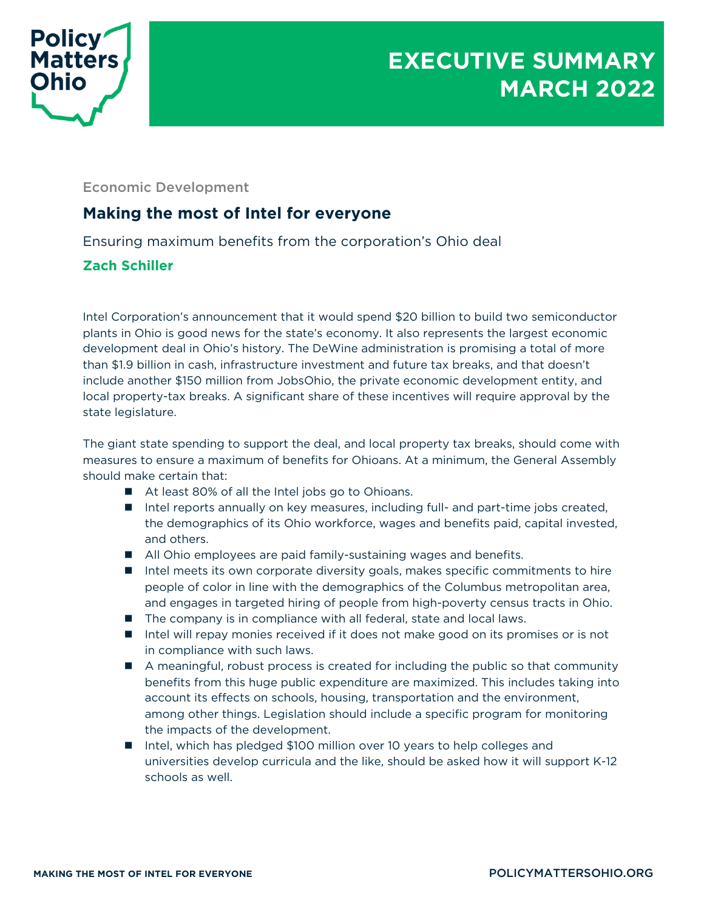Policy Matters Ohio

# EXECUTIVE SUMMARY MARCH 2022

Economic Development

## Making the most of Intel for everyone

Ensuring maximum benefits from the corporation's Ohio deal

**Zach Schiller**

Intel Corporation's announcement that it would spend $20 billion to build two semiconductor plants in Ohio is good news for the state's economy. It also represents the largest economic development deal in Ohio's history. The DeWine administration is promising a total of more than $1.9 billion in cash, infrastructure investment and future tax breaks, and that doesn't include another $150 million from JobsOhio, the private economic development entity, and local property-tax breaks. A significant share of these incentives will require approval by the state legislature.

The giant state spending to support the deal, and local property tax breaks, should come with measures to ensure a maximum of benefits for Ohioans. At a minimum, the General Assembly should make certain that:

- At least 80% of all the Intel jobs go to Ohioans.
- Intel reports annually on key measures, including full- and part-time jobs created, the demographics of its Ohio workforce, wages and benefits paid, capital invested, and others.
- All Ohio employees are paid family-sustaining wages and benefits.
- Intel meets its own corporate diversity goals, makes specific commitments to hire people of color in line with the demographics of the Columbus metropolitan area, and engages in targeted hiring of people from high-poverty census tracts in Ohio.
- The company is in compliance with all federal, state and local laws.
- Intel will repay monies received if it does not make good on its promises or is not in compliance with such laws.
- A meaningful, robust process is created for including the public so that community benefits from this huge public expenditure are maximized. This includes taking into account its effects on schools, housing, transportation and the environment, among other things. Legislation should include a specific program for monitoring the impacts of the development.
- Intel, which has pledged $100 million over 10 years to help colleges and universities develop curricula and the like, should be asked how it will support K-12 schools as well.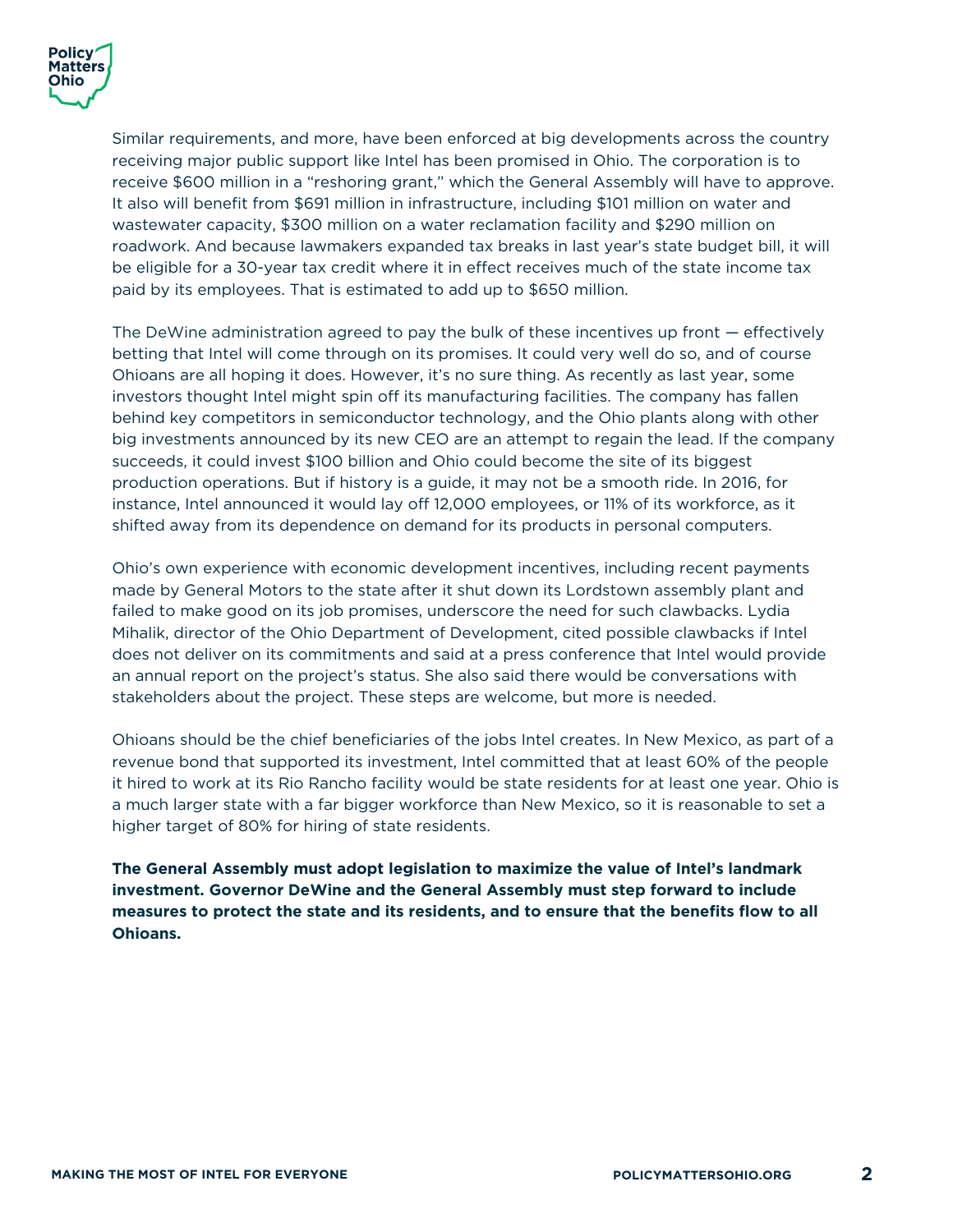Similar requirements, and more, have been enforced at big developments across the country receiving major public support like Intel has been promised in Ohio. The corporation is to receive $600 million in a "reshoring grant," which the General Assembly will have to approve. It also will benefit from $691 million in infrastructure, including $101 million on water and wastewater capacity, $300 million on a water reclamation facility and $290 million on roadwork. And because lawmakers expanded tax breaks in last year's state budget bill, it will be eligible for a 30-year tax credit where it in effect receives much of the state income tax paid by its employees. That is estimated to add up to $650 million.

The DeWine administration agreed to pay the bulk of these incentives up front — effectively betting that Intel will come through on its promises. It could very well do so, and of course Ohioans are all hoping it does. However, it's no sure thing. As recently as last year, some investors thought Intel might spin off its manufacturing facilities. The company has fallen behind key competitors in semiconductor technology, and the Ohio plants along with other big investments announced by its new CEO are an attempt to regain the lead. If the company succeeds, it could invest $100 billion and Ohio could become the site of its biggest production operations. But if history is a guide, it may not be a smooth ride. In 2016, for instance, Intel announced it would lay off 12,000 employees, or 11% of its workforce, as it shifted away from its dependence on demand for its products in personal computers.

Ohio's own experience with economic development incentives, including recent payments made by General Motors to the state after it shut down its Lordstown assembly plant and failed to make good on its job promises, underscore the need for such clawbacks. Lydia Mihalik, director of the Ohio Department of Development, cited possible clawbacks if Intel does not deliver on its commitments and said at a press conference that Intel would provide an annual report on the project's status. She also said there would be conversations with stakeholders about the project. These steps are welcome, but more is needed.

Ohioans should be the chief beneficiaries of the jobs Intel creates. In New Mexico, as part of a revenue bond that supported its investment, Intel committed that at least 60% of the people it hired to work at its Rio Rancho facility would be state residents for at least one year. Ohio is a much larger state with a far bigger workforce than New Mexico, so it is reasonable to set a higher target of 80% for hiring of state residents.

**The General Assembly must adopt legislation to maximize the value of Intel's landmark investment. Governor DeWine and the General Assembly must step forward to include measures to protect the state and its residents, and to ensure that the benefits flow to all Ohioans.**